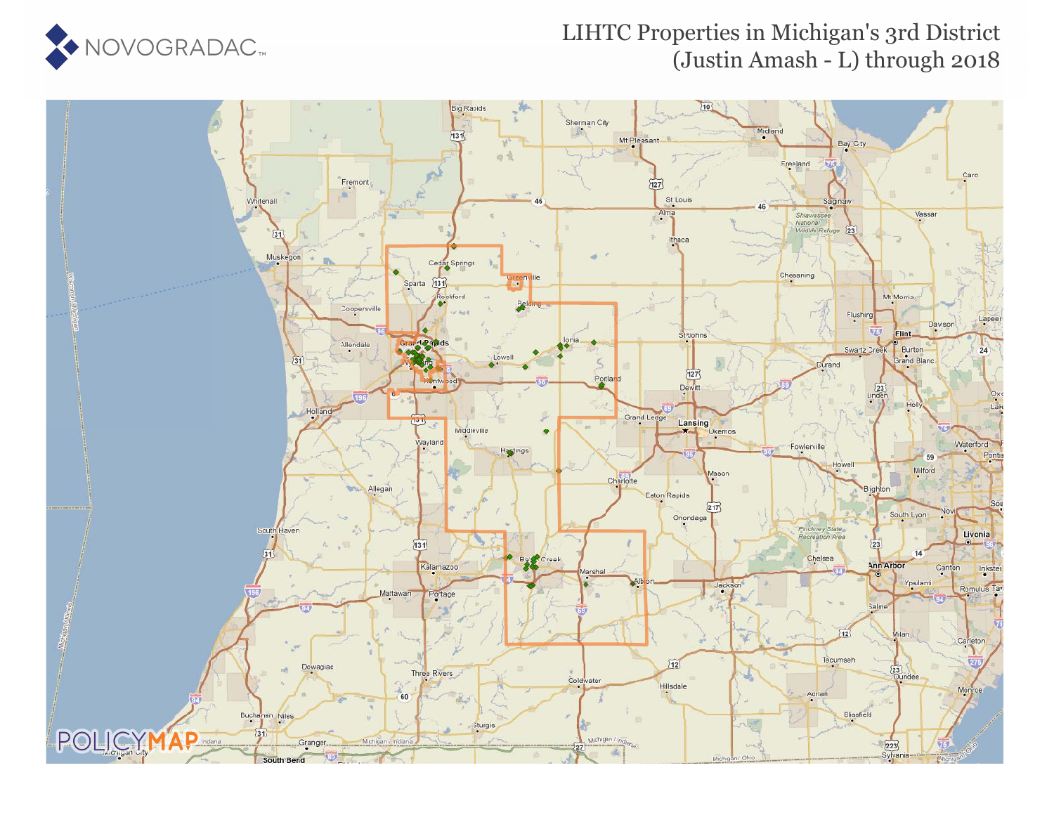# LIHTC Properties in Michigan's 3rd District (Justin Amash - L) through 2018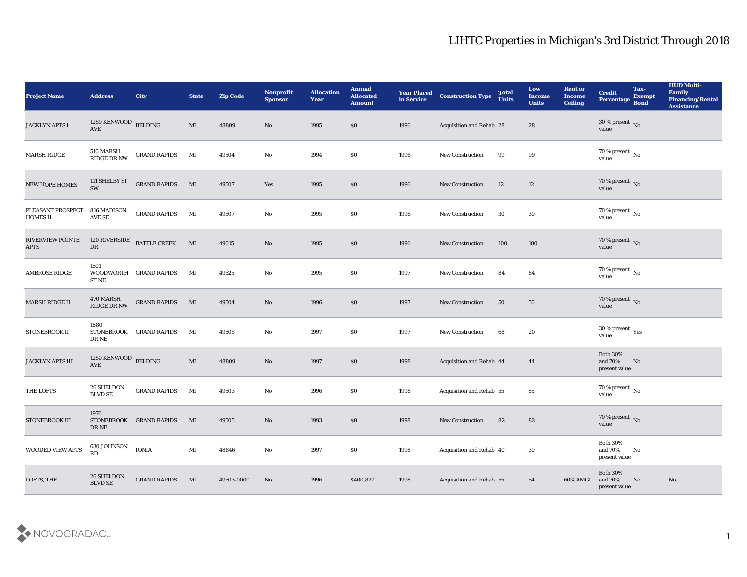# LIHTC Properties in Michigan's 3rd District Through 2018

| Project Name | Address | City | State | Zip Code | Nonprofit Sponsor | Allocation Year | Annual Allocated Amount | Year Placed in Service | Construction Type | Total Units | Low Income Units | Rent or Income Ceiling | Credit Percentage | Tax-Exempt Bond | HUD Multi-Family Financing/Rental Assistance |
|---|---|---|---|---|---|---|---|---|---|---|---|---|---|---|---|
| JACKLYN APTS I | 1250 KENWOOD AVE | BELDING | MI | 48809 | No | 1995 | $0 | 1996 | Acquisition and Rehab | 28 | 28 | | 30 % present value | No | |
| MARSH RIDGE | 510 MARSH RIDGE DR NW | GRAND RAPIDS | MI | 49504 | No | 1994 | $0 | 1996 | New Construction | 99 | 99 | | 70 % present value | No | |
| NEW HOPE HOMES | 111 SHELBY ST SW | GRAND RAPIDS | MI | 49507 | Yes | 1995 | $0 | 1996 | New Construction | 12 | 12 | | 70 % present value | No | |
| PLEASANT PROSPECT HOMES II | 816 MADISON AVE SE | GRAND RAPIDS | MI | 49507 | No | 1995 | $0 | 1996 | New Construction | 30 | 30 | | 70 % present value | No | |
| RIVERVIEW POINTE APTS | 120 RIVERSIDE DR | BATTLE CREEK | MI | 49015 | No | 1995 | $0 | 1996 | New Construction | 100 | 100 | | 70 % present value | No | |
| AMBROSE RIDGE | 1501 WOODWORTH ST NE | GRAND RAPIDS | MI | 49525 | No | 1995 | $0 | 1997 | New Construction | 84 | 84 | | 70 % present value | No | |
| MARSH RIDGE II | 470 MARSH RIDGE DR NW | GRAND RAPIDS | MI | 49504 | No | 1996 | $0 | 1997 | New Construction | 50 | 50 | | 70 % present value | No | |
| STONEBROOK II | 1880 STONEBROOK DR NE | GRAND RAPIDS | MI | 49505 | No | 1997 | $0 | 1997 | New Construction | 68 | 20 | | 30 % present value | Yes | |
| JACKLYN APTS III | 1250 KENWOOD AVE | BELDING | MI | 48809 | No | 1997 | $0 | 1998 | Acquisition and Rehab | 44 | 44 | | Both 30% and 70% present value | No | |
| THE LOFTS | 26 SHELDON BLVD SE | GRAND RAPIDS | MI | 49503 | No | 1996 | $0 | 1998 | Acquisition and Rehab | 55 | 55 | | 70 % present value | No | |
| STONEBROOK III | 1976 STONEBROOK DR NE | GRAND RAPIDS | MI | 49505 | No | 1993 | $0 | 1998 | New Construction | 82 | 82 | | 70 % present value | No | |
| WOODED VIEW APTS | 630 JOHNSON RD | IONIA | MI | 48846 | No | 1997 | $0 | 1998 | Acquisition and Rehab | 40 | 39 | | Both 30% and 70% present value | No | |
| LOFTS, THE | 26 SHELDON BLVD SE | GRAND RAPIDS | MI | 49503-0000 | No | 1996 | $400,822 | 1998 | Acquisition and Rehab | 55 | 54 | 60% AMGI | Both 30% and 70% present value | No | No |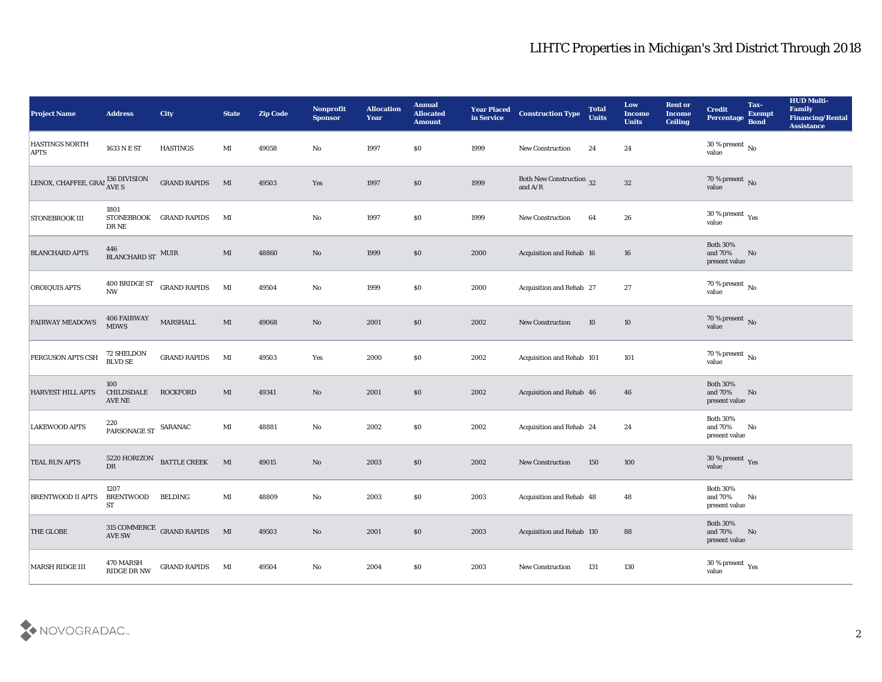# LIHTC Properties in Michigan's 3rd District Through 2018

| Project Name | Address | City | State | Zip Code | Nonprofit Sponsor | Allocation Year | Annual Allocated Amount | Year Placed in Service | Construction Type | Total Units | Low Income Units | Rent or Income Ceiling | Credit Percentage | Tax-Exempt Bond | HUD Multi-Family Financing/Rental Assistance |
|---|---|---|---|---|---|---|---|---|---|---|---|---|---|---|---|
| HASTINGS NORTH APTS | 1633 N E ST | HASTINGS | MI | 49058 | No | 1997 | $0 | 1999 | New Construction | 24 | 24 | | 30 % present value | No | |
| LENOX, CHAFFEE, GRAI | 136 DIVISION AVE S | GRAND RAPIDS | MI | 49503 | Yes | 1997 | $0 | 1999 | Both New Construction and A/R | 32 | 32 | | 70 % present value | No | |
| STONEBROOK III | 1801 STONEBROOK DR NE | GRAND RAPIDS | MI | | No | 1997 | $0 | 1999 | New Construction | 64 | 26 | | 30 % present value | Yes | |
| BLANCHARD APTS | 446 BLANCHARD ST | MUIR | MI | 48860 | No | 1999 | $0 | 2000 | Acquisition and Rehab | 16 | 16 | | Both 30% and 70% present value | No | |
| OROIQUIS APTS | 400 BRIDGE ST NW | GRAND RAPIDS | MI | 49504 | No | 1999 | $0 | 2000 | Acquisition and Rehab | 27 | 27 | | 70 % present value | No | |
| FAIRWAY MEADOWS | 406 FAIRWAY MDWS | MARSHALL | MI | 49068 | No | 2001 | $0 | 2002 | New Construction | 10 | 10 | | 70 % present value | No | |
| FERGUSON APTS CSH | 72 SHELDON BLVD SE | GRAND RAPIDS | MI | 49503 | Yes | 2000 | $0 | 2002 | Acquisition and Rehab | 101 | 101 | | 70 % present value | No | |
| HARVEST HILL APTS | 100 CHILDSDALE AVE NE | ROCKFORD | MI | 49341 | No | 2001 | $0 | 2002 | Acquisition and Rehab | 46 | 46 | | Both 30% and 70% present value | No | |
| LAKEWOOD APTS | 220 PARSONAGE ST | SARANAC | MI | 48881 | No | 2002 | $0 | 2002 | Acquisition and Rehab | 24 | 24 | | Both 30% and 70% present value | No | |
| TEAL RUN APTS | 5220 HORIZON DR | BATTLE CREEK | MI | 49015 | No | 2003 | $0 | 2002 | New Construction | 150 | 100 | | 30 % present value | Yes | |
| BRENTWOOD II APTS | 1207 BRENTWOOD ST | BELDING | MI | 48809 | No | 2003 | $0 | 2003 | Acquisition and Rehab | 48 | 48 | | Both 30% and 70% present value | No | |
| THE GLOBE | 315 COMMERCE AVE SW | GRAND RAPIDS | MI | 49503 | No | 2001 | $0 | 2003 | Acquisition and Rehab | 110 | 88 | | Both 30% and 70% present value | No | |
| MARSH RIDGE III | 470 MARSH RIDGE DR NW | GRAND RAPIDS | MI | 49504 | No | 2004 | $0 | 2003 | New Construction | 131 | 130 | | 30 % present value | Yes | |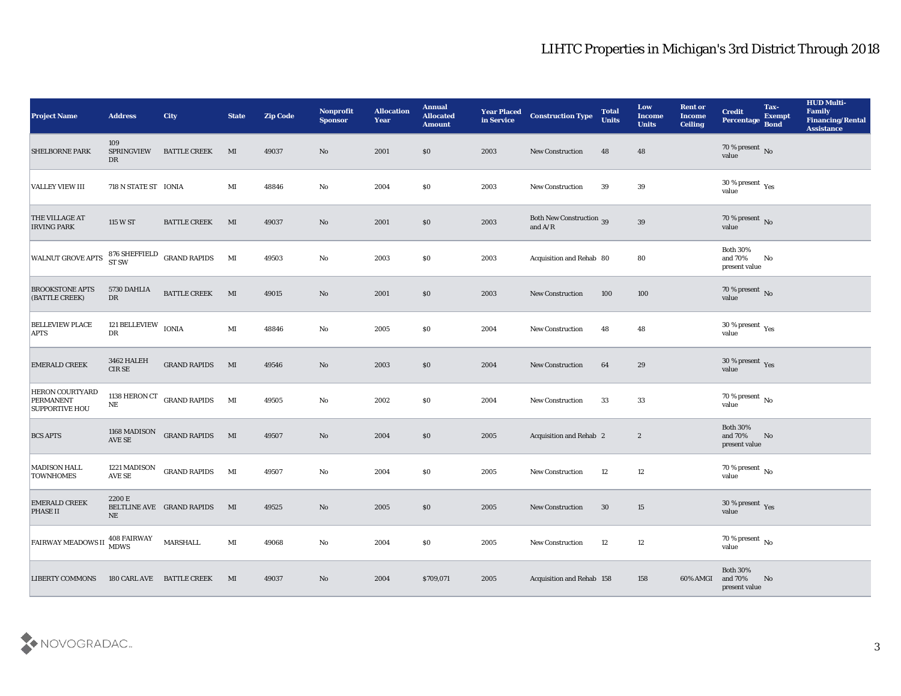# LIHTC Properties in Michigan's 3rd District Through 2018

| Project Name | Address | City | State | Zip Code | Nonprofit Sponsor | Allocation Year | Annual Allocated Amount | Year Placed in Service | Construction Type | Total Units | Low Income Units | Rent or Income Ceiling | Credit Percentage | Tax-Exempt Bond | HUD Multi-Family Financing/Rental Assistance |
|---|---|---|---|---|---|---|---|---|---|---|---|---|---|---|---|
| SHELBORNE PARK | 109 SPRINGVIEW DR | BATTLE CREEK | MI | 49037 | No | 2001 | $0 | 2003 | New Construction | 48 | 48 | | 70 % present value | No | |
| VALLEY VIEW III | 718 N STATE ST | IONIA | MI | 48846 | No | 2004 | $0 | 2003 | New Construction | 39 | 39 | | 30 % present value | Yes | |
| THE VILLAGE AT IRVING PARK | 115 W ST | BATTLE CREEK | MI | 49037 | No | 2001 | $0 | 2003 | Both New Construction and A/R | 39 | 39 | | 70 % present value | No | |
| WALNUT GROVE APTS | 876 SHEFFIELD ST SW | GRAND RAPIDS | MI | 49503 | No | 2003 | $0 | 2003 | Acquisition and Rehab | 80 | 80 | | Both 30% and 70% present value | No | |
| BROOKSTONE APTS (BATTLE CREEK) | 5730 DAHLIA DR | BATTLE CREEK | MI | 49015 | No | 2001 | $0 | 2003 | New Construction | 100 | 100 | | 70 % present value | No | |
| BELLEVIEW PLACE APTS | 121 BELLEVIEW DR | IONIA | MI | 48846 | No | 2005 | $0 | 2004 | New Construction | 48 | 48 | | 30 % present value | Yes | |
| EMERALD CREEK | 3462 HALEH CIR SE | GRAND RAPIDS | MI | 49546 | No | 2003 | $0 | 2004 | New Construction | 64 | 29 | | 30 % present value | Yes | |
| HERON COURTYARD PERMANENT SUPPORTIVE HOU | 1138 HERON CT NE | GRAND RAPIDS | MI | 49505 | No | 2002 | $0 | 2004 | New Construction | 33 | 33 | | 70 % present value | No | |
| BCS APTS | 1168 MADISON AVE SE | GRAND RAPIDS | MI | 49507 | No | 2004 | $0 | 2005 | Acquisition and Rehab | 2 | 2 | | Both 30% and 70% present value | No | |
| MADISON HALL TOWNHOMES | 1221 MADISON AVE SE | GRAND RAPIDS | MI | 49507 | No | 2004 | $0 | 2005 | New Construction | 12 | 12 | | 70 % present value | No | |
| EMERALD CREEK PHASE II | 2200 E BELTLINE AVE NE | GRAND RAPIDS | MI | 49525 | No | 2005 | $0 | 2005 | New Construction | 30 | 15 | | 30 % present value | Yes | |
| FAIRWAY MEADOWS II | 408 FAIRWAY MDWS | MARSHALL | MI | 49068 | No | 2004 | $0 | 2005 | New Construction | 12 | 12 | | 70 % present value | No | |
| LIBERTY COMMONS | 180 CARL AVE | BATTLE CREEK | MI | 49037 | No | 2004 | $709,071 | 2005 | Acquisition and Rehab | 158 | 158 | 60% AMGI | Both 30% and 70% present value | No | |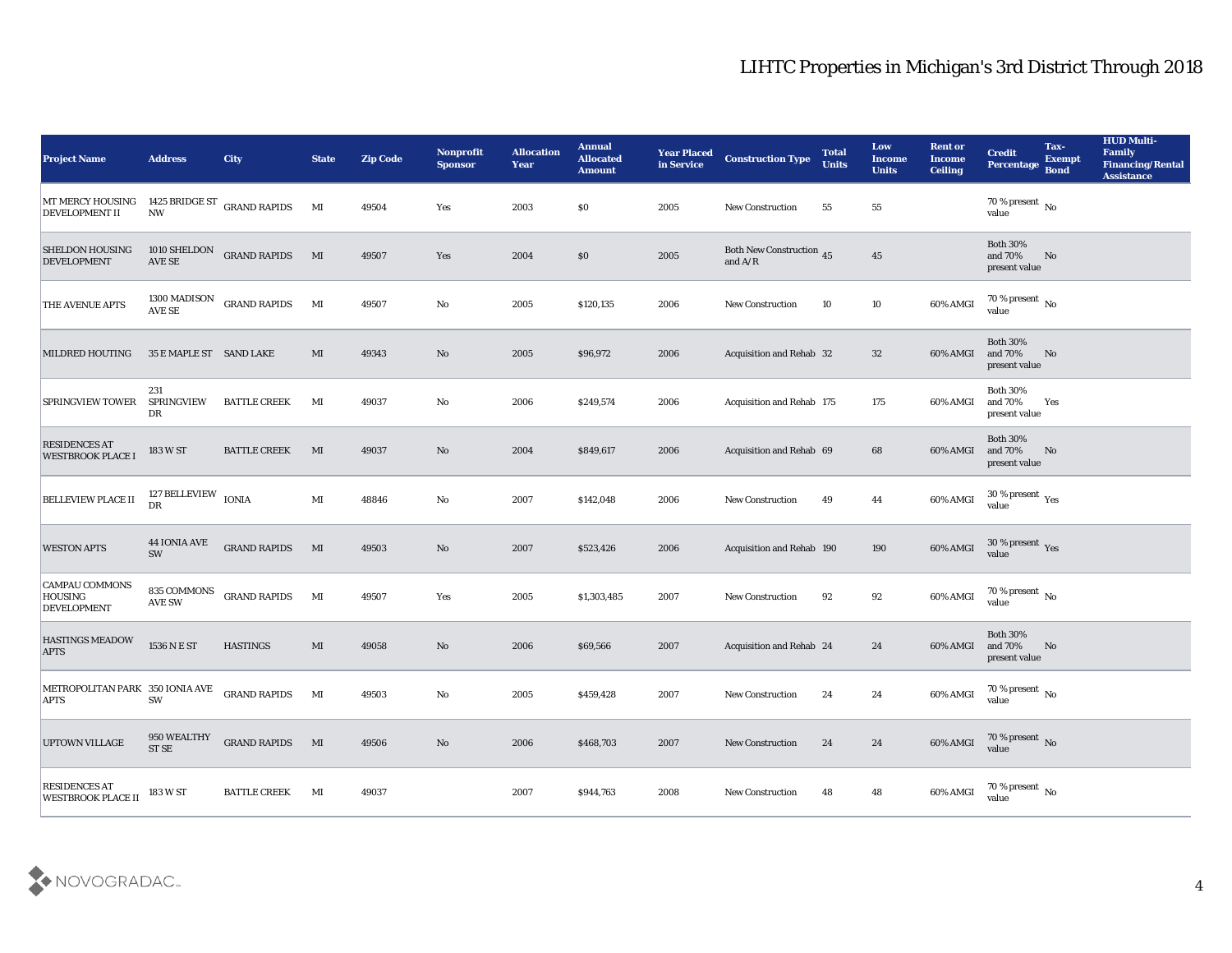# LIHTC Properties in Michigan's 3rd District Through 2018

| Project Name | Address | City | State | Zip Code | Nonprofit Sponsor | Allocation Year | Annual Allocated Amount | Year Placed in Service | Construction Type | Total Units | Low Income Units | Rent or Income Ceiling | Credit Percentage | Tax-Exempt Bond | HUD Multi-Family Financing/Rental Assistance |
|---|---|---|---|---|---|---|---|---|---|---|---|---|---|---|---|
| MT MERCY HOUSING DEVELOPMENT II | 1425 BRIDGE ST NW | GRAND RAPIDS | MI | 49504 | Yes | 2003 | $0 | 2005 | New Construction | 55 | 55 | | 70 % present value | No | |
| SHELDON HOUSING DEVELOPMENT | 1010 SHELDON AVE SE | GRAND RAPIDS | MI | 49507 | Yes | 2004 | $0 | 2005 | Both New Construction and A/R | 45 | 45 | | Both 30% and 70% present value | No | |
| THE AVENUE APTS | 1300 MADISON AVE SE | GRAND RAPIDS | MI | 49507 | No | 2005 | $120,135 | 2006 | New Construction | 10 | 10 | 60% AMGI | 70 % present value | No | |
| MILDRED HOUTING | 35 E MAPLE ST | SAND LAKE | MI | 49343 | No | 2005 | $96,972 | 2006 | Acquisition and Rehab | 32 | 32 | 60% AMGI | Both 30% and 70% present value | No | |
| SPRINGVIEW TOWER | 231 SPRINGVIEW DR | BATTLE CREEK | MI | 49037 | No | 2006 | $249,574 | 2006 | Acquisition and Rehab | 175 | 175 | 60% AMGI | Both 30% and 70% present value | Yes | |
| RESIDENCES AT WESTBROOK PLACE I | 183 W ST | BATTLE CREEK | MI | 49037 | No | 2004 | $849,617 | 2006 | Acquisition and Rehab | 69 | 68 | 60% AMGI | Both 30% and 70% present value | No | |
| BELLEVIEW PLACE II | 127 BELLEVIEW DR | IONIA | MI | 48846 | No | 2007 | $142,048 | 2006 | New Construction | 49 | 44 | 60% AMGI | 30 % present value | Yes | |
| WESTON APTS | 44 IONIA AVE SW | GRAND RAPIDS | MI | 49503 | No | 2007 | $523,426 | 2006 | Acquisition and Rehab | 190 | 190 | 60% AMGI | 30 % present value | Yes | |
| CAMPAU COMMONS HOUSING DEVELOPMENT | 835 COMMONS AVE SW | GRAND RAPIDS | MI | 49507 | Yes | 2005 | $1,303,485 | 2007 | New Construction | 92 | 92 | 60% AMGI | 70 % present value | No | |
| HASTINGS MEADOW APTS | 1536 N E ST | HASTINGS | MI | 49058 | No | 2006 | $69,566 | 2007 | Acquisition and Rehab | 24 | 24 | 60% AMGI | Both 30% and 70% present value | No | |
| METROPOLITAN PARK APTS | 350 IONIA AVE SW | GRAND RAPIDS | MI | 49503 | No | 2005 | $459,428 | 2007 | New Construction | 24 | 24 | 60% AMGI | 70 % present value | No | |
| UPTOWN VILLAGE | 950 WEALTHY ST SE | GRAND RAPIDS | MI | 49506 | No | 2006 | $468,703 | 2007 | New Construction | 24 | 24 | 60% AMGI | 70 % present value | No | |
| RESIDENCES AT WESTBROOK PLACE II | 183 W ST | BATTLE CREEK | MI | 49037 | | 2007 | $944,763 | 2008 | New Construction | 48 | 48 | 60% AMGI | 70 % present value | No | |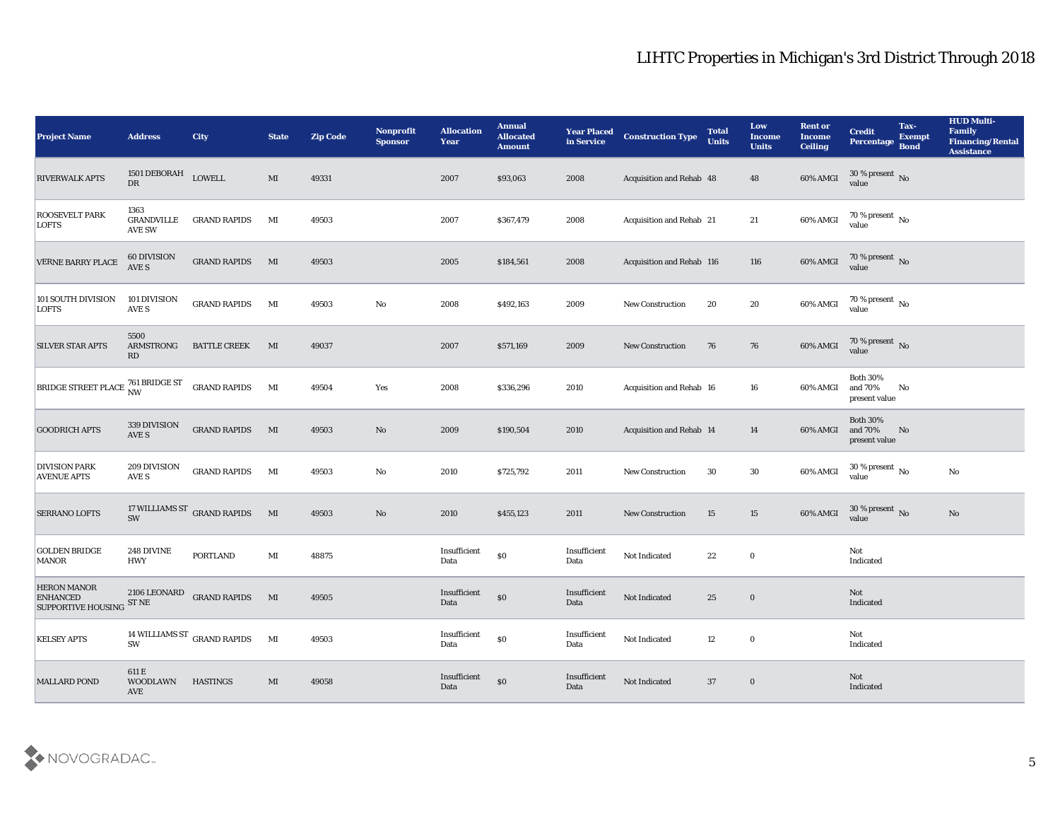# LIHTC Properties in Michigan's 3rd District Through 2018

| Project Name | Address | City | State | Zip Code | Nonprofit Sponsor | Allocation Year | Annual Allocated Amount | Year Placed in Service | Construction Type | Total Units | Low Income Units | Rent or Income Ceiling | Credit Percentage | Tax-Exempt Bond | HUD Multi-Family Financing/Rental Assistance |
|---|---|---|---|---|---|---|---|---|---|---|---|---|---|---|---|
| RIVERWALK APTS | 1501 DEBORAH DR | LOWELL | MI | 49331 | | 2007 | $93,063 | 2008 | Acquisition and Rehab | 48 | 48 | 60% AMGI | 30 % present value | No | |
| ROOSEVELT PARK LOFTS | 1363 GRANDVILLE AVE SW | GRAND RAPIDS | MI | 49503 | | 2007 | $367,479 | 2008 | Acquisition and Rehab | 21 | 21 | 60% AMGI | 70 % present value | No | |
| VERNE BARRY PLACE | 60 DIVISION AVE S | GRAND RAPIDS | MI | 49503 | | 2005 | $184,561 | 2008 | Acquisition and Rehab | 116 | 116 | 60% AMGI | 70 % present value | No | |
| 101 SOUTH DIVISION LOFTS | 101 DIVISION AVE S | GRAND RAPIDS | MI | 49503 | No | 2008 | $492,163 | 2009 | New Construction | 20 | 20 | 60% AMGI | 70 % present value | No | |
| SILVER STAR APTS | 5500 ARMSTRONG RD | BATTLE CREEK | MI | 49037 | | 2007 | $571,169 | 2009 | New Construction | 76 | 76 | 60% AMGI | 70 % present value | No | |
| BRIDGE STREET PLACE | 761 BRIDGE ST NW | GRAND RAPIDS | MI | 49504 | Yes | 2008 | $336,296 | 2010 | Acquisition and Rehab | 16 | 16 | 60% AMGI | Both 30% and 70% present value | No | |
| GOODRICH APTS | 339 DIVISION AVE S | GRAND RAPIDS | MI | 49503 | No | 2009 | $190,504 | 2010 | Acquisition and Rehab | 14 | 14 | 60% AMGI | Both 30% and 70% present value | No | |
| DIVISION PARK AVENUE APTS | 209 DIVISION AVE S | GRAND RAPIDS | MI | 49503 | No | 2010 | $725,792 | 2011 | New Construction | 30 | 30 | 60% AMGI | 30 % present value | No | No |
| SERRANO LOFTS | 17 WILLIAMS ST SW | GRAND RAPIDS | MI | 49503 | No | 2010 | $455,123 | 2011 | New Construction | 15 | 15 | 60% AMGI | 30 % present value | No | No |
| GOLDEN BRIDGE MANOR | 248 DIVINE HWY | PORTLAND | MI | 48875 | | Insufficient Data | $0 | Insufficient Data | Not Indicated | 22 | 0 | | Not Indicated | | |
| HERON MANOR ENHANCED SUPPORTIVE HOUSING | 2106 LEONARD ST NE | GRAND RAPIDS | MI | 49505 | | Insufficient Data | $0 | Insufficient Data | Not Indicated | 25 | 0 | | Not Indicated | | |
| KELSEY APTS | 14 WILLIAMS ST SW | GRAND RAPIDS | MI | 49503 | | Insufficient Data | $0 | Insufficient Data | Not Indicated | 12 | 0 | | Not Indicated | | |
| MALLARD POND | 611 E WOODLAWN AVE | HASTINGS | MI | 49058 | | Insufficient Data | $0 | Insufficient Data | Not Indicated | 37 | 0 | | Not Indicated | | |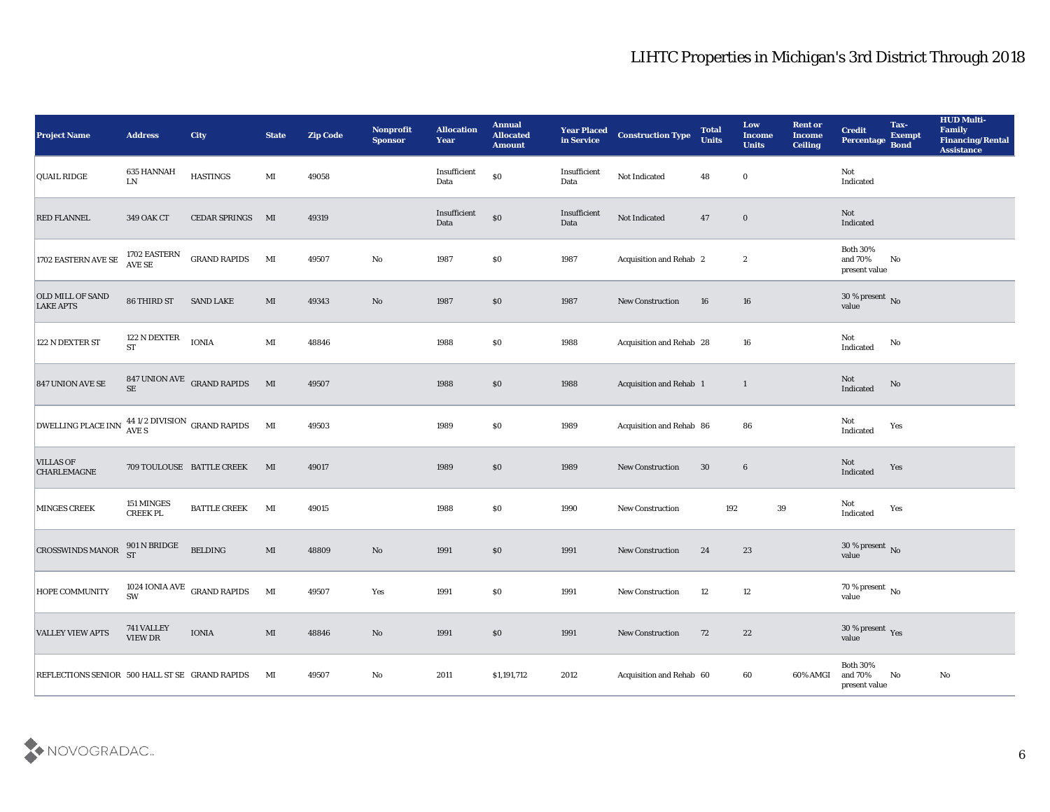| Project Name | Address | City | State | Zip Code | Nonprofit Sponsor | Allocation Year | Annual Allocated Amount | Year Placed in Service | Construction Type | Total Units | Low Income Units | Rent or Income Ceiling | Credit Percentage | Tax-Exempt Bond | HUD Multi-Family Financing/Rental Assistance |
|---|---|---|---|---|---|---|---|---|---|---|---|---|---|---|---|
| QUAIL RIDGE | 635 HANNAH LN | HASTINGS | MI | 49058 | | Insufficient Data | $0 | Insufficient Data | Not Indicated | 48 | 0 | | Not Indicated | | |
| RED FLANNEL | 349 OAK CT | CEDAR SPRINGS | MI | 49319 | | Insufficient Data | $0 | Insufficient Data | Not Indicated | 47 | 0 | | Not Indicated | | |
| 1702 EASTERN AVE SE | 1702 EASTERN AVE SE | GRAND RAPIDS | MI | 49507 | No | 1987 | $0 | 1987 | Acquisition and Rehab | 2 | 2 | | Both 30% and 70% present value | No | |
| OLD MILL OF SAND LAKE APTS | 86 THIRD ST | SAND LAKE | MI | 49343 | No | 1987 | $0 | 1987 | New Construction | 16 | 16 | | 30 % present value | No | |
| 122 N DEXTER ST | 122 N DEXTER ST | IONIA | MI | 48846 | | 1988 | $0 | 1988 | Acquisition and Rehab | 28 | 16 | | Not Indicated | No | |
| 847 UNION AVE SE | 847 UNION AVE SE | GRAND RAPIDS | MI | 49507 | | 1988 | $0 | 1988 | Acquisition and Rehab | 1 | 1 | | Not Indicated | No | |
| DWELLING PLACE INN | 44 1/2 DIVISION AVE S | GRAND RAPIDS | MI | 49503 | | 1989 | $0 | 1989 | Acquisition and Rehab | 86 | 86 | | Not Indicated | Yes | |
| VILLAS OF CHARLEMAGNE | 709 TOULOUSE | BATTLE CREEK | MI | 49017 | | 1989 | $0 | 1989 | New Construction | 30 | 6 | | Not Indicated | Yes | |
| MINGES CREEK | 151 MINGES CREEK PL | BATTLE CREEK | MI | 49015 | | 1988 | $0 | 1990 | New Construction | 192 | 39 | | Not Indicated | Yes | |
| CROSSWINDS MANOR | 901 N BRIDGE ST | BELDING | MI | 48809 | No | 1991 | $0 | 1991 | New Construction | 24 | 23 | | 30 % present value | No | |
| HOPE COMMUNITY | 1024 IONIA AVE SW | GRAND RAPIDS | MI | 49507 | Yes | 1991 | $0 | 1991 | New Construction | 12 | 12 | | 70 % present value | No | |
| VALLEY VIEW APTS | 741 VALLEY VIEW DR | IONIA | MI | 48846 | No | 1991 | $0 | 1991 | New Construction | 72 | 22 | | 30 % present value | Yes | |
| REFLECTIONS SENIOR | 500 HALL ST SE | GRAND RAPIDS | MI | 49507 | No | 2011 | $1,191,712 | 2012 | Acquisition and Rehab | 60 | 60 | 60% AMGI | Both 30% and 70% present value | No | No |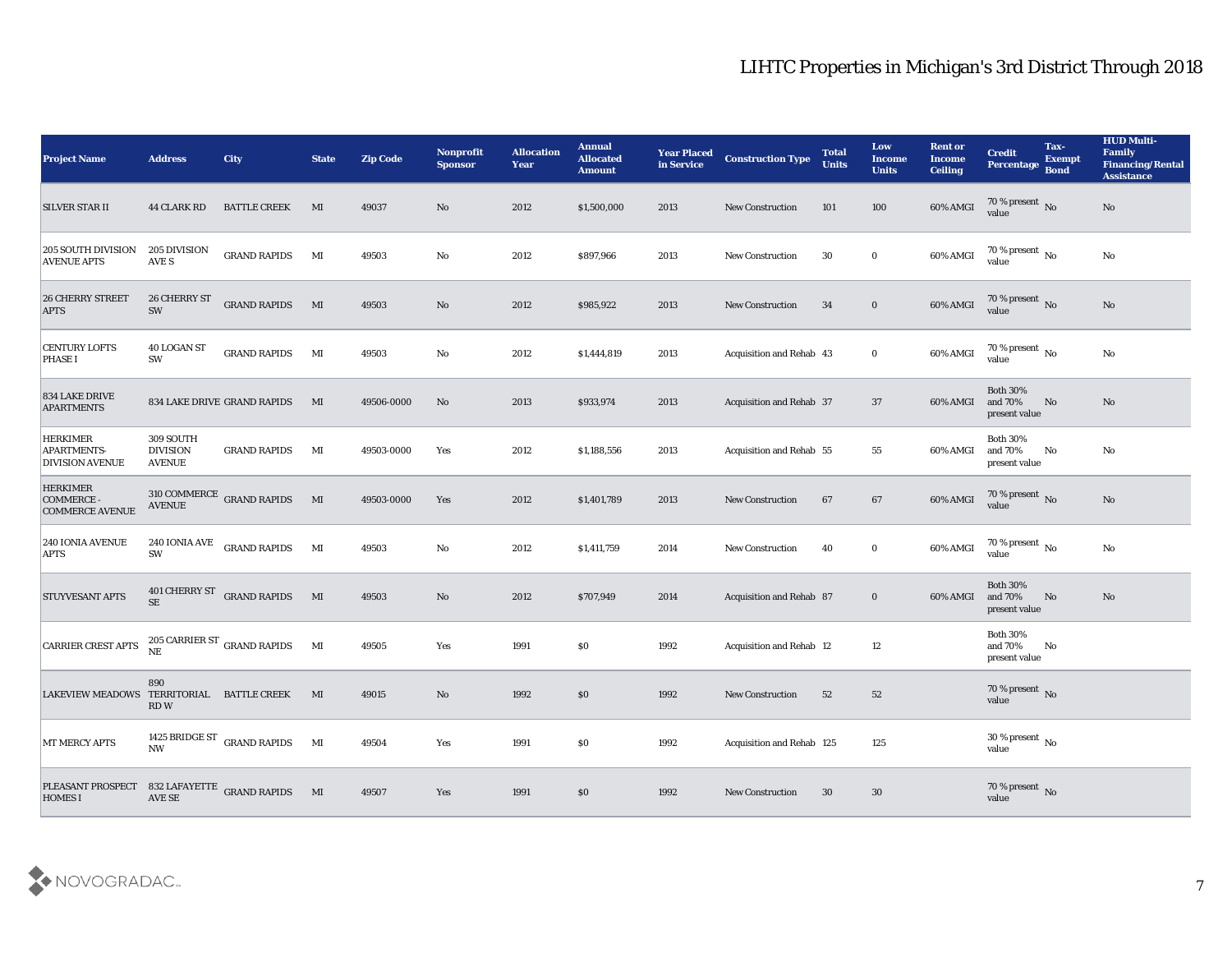# LIHTC Properties in Michigan's 3rd District Through 2018

| Project Name | Address | City | State | Zip Code | Nonprofit Sponsor | Allocation Year | Annual Allocated Amount | Year Placed in Service | Construction Type | Total Units | Low Income Units | Rent or Income Ceiling | Credit Percentage | Tax-Exempt Bond | HUD Multi-Family Financing/Rental Assistance |
|---|---|---|---|---|---|---|---|---|---|---|---|---|---|---|---|
| SILVER STAR II | 44 CLARK RD | BATTLE CREEK | MI | 49037 | No | 2012 | $1,500,000 | 2013 | New Construction | 101 | 100 | 60% AMGI | 70 % present value | No | No |
| 205 SOUTH DIVISION AVENUE APTS | 205 DIVISION AVE S | GRAND RAPIDS | MI | 49503 | No | 2012 | $897,966 | 2013 | New Construction | 30 | 0 | 60% AMGI | 70 % present value | No | No |
| 26 CHERRY STREET APTS | 26 CHERRY ST SW | GRAND RAPIDS | MI | 49503 | No | 2012 | $985,922 | 2013 | New Construction | 34 | 0 | 60% AMGI | 70 % present value | No | No |
| CENTURY LOFTS PHASE I | 40 LOGAN ST SW | GRAND RAPIDS | MI | 49503 | No | 2012 | $1,444,819 | 2013 | Acquisition and Rehab | 43 | 0 | 60% AMGI | 70 % present value | No | No |
| 834 LAKE DRIVE APARTMENTS | 834 LAKE DRIVE | GRAND RAPIDS | MI | 49506-0000 | No | 2013 | $933,974 | 2013 | Acquisition and Rehab | 37 | 37 | 60% AMGI | Both 30% and 70% present value | No | No |
| HERKIMER APARTMENTS-DIVISION AVENUE | 309 SOUTH DIVISION AVENUE | GRAND RAPIDS | MI | 49503-0000 | Yes | 2012 | $1,188,556 | 2013 | Acquisition and Rehab | 55 | 55 | 60% AMGI | Both 30% and 70% present value | No | No |
| HERKIMER COMMERCE - COMMERCE AVENUE | 310 COMMERCE AVENUE | GRAND RAPIDS | MI | 49503-0000 | Yes | 2012 | $1,401,789 | 2013 | New Construction | 67 | 67 | 60% AMGI | 70 % present value | No | No |
| 240 IONIA AVENUE APTS | 240 IONIA AVE SW | GRAND RAPIDS | MI | 49503 | No | 2012 | $1,411,759 | 2014 | New Construction | 40 | 0 | 60% AMGI | 70 % present value | No | No |
| STUYVESANT APTS | 401 CHERRY ST SE | GRAND RAPIDS | MI | 49503 | No | 2012 | $707,949 | 2014 | Acquisition and Rehab | 87 | 0 | 60% AMGI | Both 30% and 70% present value | No | No |
| CARRIER CREST APTS | 205 CARRIER ST NE | GRAND RAPIDS | MI | 49505 | Yes | 1991 | $0 | 1992 | Acquisition and Rehab | 12 | 12 | | Both 30% and 70% present value | No | |
| LAKEVIEW MEADOWS | 890 TERRITORIAL RD W | BATTLE CREEK | MI | 49015 | No | 1992 | $0 | 1992 | New Construction | 52 | 52 | | 70 % present value | No | |
| MT MERCY APTS | 1425 BRIDGE ST NW | GRAND RAPIDS | MI | 49504 | Yes | 1991 | $0 | 1992 | Acquisition and Rehab | 125 | 125 | | 30 % present value | No | |
| PLEASANT PROSPECT HOMES I | 832 LAFAYETTE AVE SE | GRAND RAPIDS | MI | 49507 | Yes | 1991 | $0 | 1992 | New Construction | 30 | 30 | | 70 % present value | No | |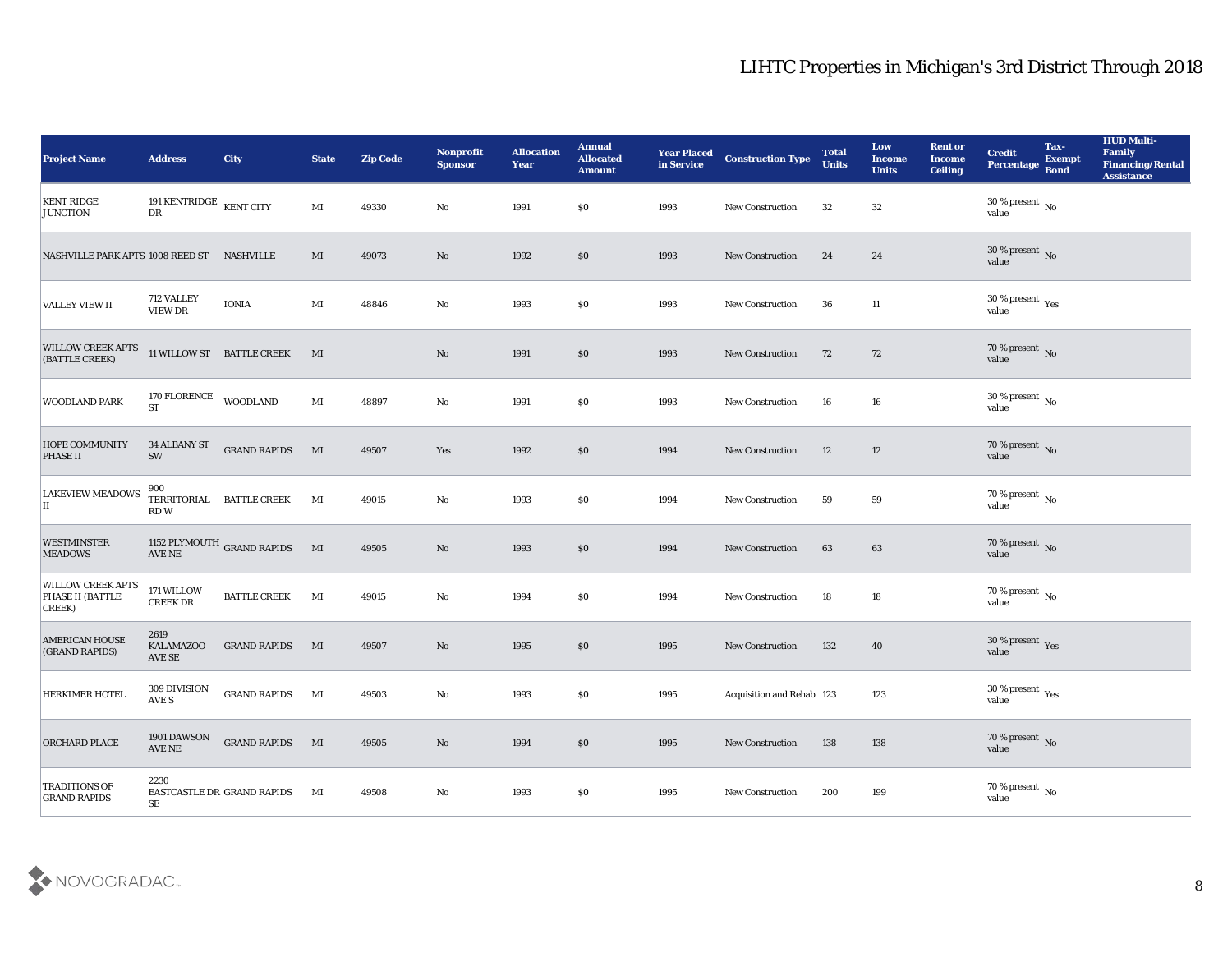# LIHTC Properties in Michigan's 3rd District Through 2018

| Project Name | Address | City | State | Zip Code | Nonprofit Sponsor | Allocation Year | Annual Allocated Amount | Year Placed in Service | Construction Type | Total Units | Low Income Units | Rent or Income Ceiling | Credit Percentage | Tax-Exempt Bond | HUD Multi-Family Financing/Rental Assistance |
|---|---|---|---|---|---|---|---|---|---|---|---|---|---|---|---|
| KENT RIDGE JUNCTION | 191 KENTRIDGE DR | KENT CITY | MI | 49330 | No | 1991 | $0 | 1993 | New Construction | 32 | 32 | | 30 % present value | No | |
| NASHVILLE PARK APTS | 1008 REED ST | NASHVILLE | MI | 49073 | No | 1992 | $0 | 1993 | New Construction | 24 | 24 | | 30 % present value | No | |
| VALLEY VIEW II | 712 VALLEY VIEW DR | IONIA | MI | 48846 | No | 1993 | $0 | 1993 | New Construction | 36 | 11 | | 30 % present value | Yes | |
| WILLOW CREEK APTS (BATTLE CREEK) | 11 WILLOW ST | BATTLE CREEK | MI | | No | 1991 | $0 | 1993 | New Construction | 72 | 72 | | 70 % present value | No | |
| WOODLAND PARK | 170 FLORENCE ST | WOODLAND | MI | 48897 | No | 1991 | $0 | 1993 | New Construction | 16 | 16 | | 30 % present value | No | |
| HOPE COMMUNITY PHASE II | 34 ALBANY ST SW | GRAND RAPIDS | MI | 49507 | Yes | 1992 | $0 | 1994 | New Construction | 12 | 12 | | 70 % present value | No | |
| LAKEVIEW MEADOWS II | 900 TERRITORIAL RD W | BATTLE CREEK | MI | 49015 | No | 1993 | $0 | 1994 | New Construction | 59 | 59 | | 70 % present value | No | |
| WESTMINSTER MEADOWS | 1152 PLYMOUTH AVE NE | GRAND RAPIDS | MI | 49505 | No | 1993 | $0 | 1994 | New Construction | 63 | 63 | | 70 % present value | No | |
| WILLOW CREEK APTS PHASE II (BATTLE CREEK) | 171 WILLOW CREEK DR | BATTLE CREEK | MI | 49015 | No | 1994 | $0 | 1994 | New Construction | 18 | 18 | | 70 % present value | No | |
| AMERICAN HOUSE (GRAND RAPIDS) | 2619 KALAMAZOO AVE SE | GRAND RAPIDS | MI | 49507 | No | 1995 | $0 | 1995 | New Construction | 132 | 40 | | 30 % present value | Yes | |
| HERKIMER HOTEL | 309 DIVISION AVE S | GRAND RAPIDS | MI | 49503 | No | 1993 | $0 | 1995 | Acquisition and Rehab | 123 | 123 | | 30 % present value | Yes | |
| ORCHARD PLACE | 1901 DAWSON AVE NE | GRAND RAPIDS | MI | 49505 | No | 1994 | $0 | 1995 | New Construction | 138 | 138 | | 70 % present value | No | |
| TRADITIONS OF GRAND RAPIDS | 2230 EASTCASTLE DR SE | GRAND RAPIDS | MI | 49508 | No | 1993 | $0 | 1995 | New Construction | 200 | 199 | | 70 % present value | No | |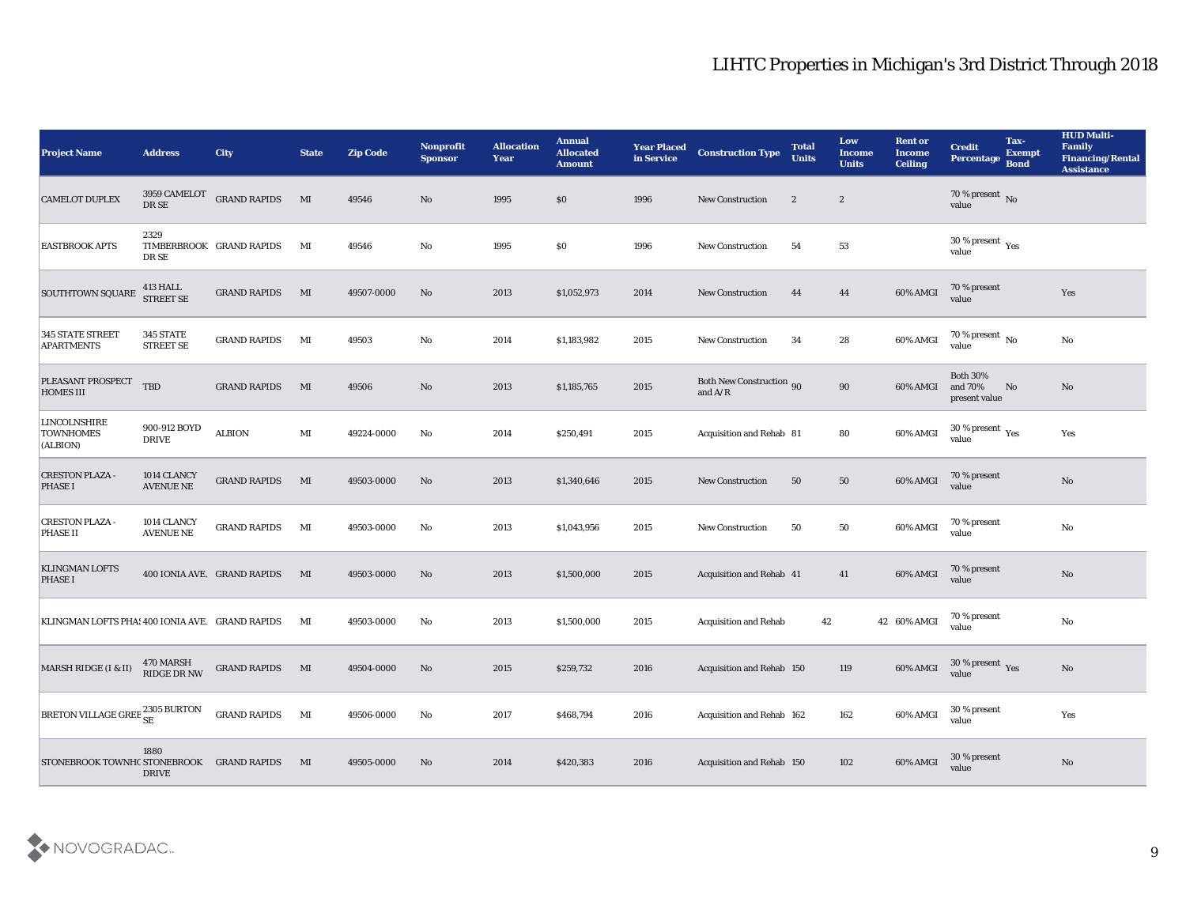# LIHTC Properties in Michigan's 3rd District Through 2018

| Project Name | Address | City | State | Zip Code | Nonprofit Sponsor | Allocation Year | Annual Allocated Amount | Year Placed in Service | Construction Type | Total Units | Low Income Units | Rent or Income Ceiling | Credit Percentage | Tax-Exempt Bond | HUD Multi-Family Financing/Rental Assistance |
|---|---|---|---|---|---|---|---|---|---|---|---|---|---|---|---|
| CAMELOT DUPLEX | 3959 CAMELOT DR SE | GRAND RAPIDS | MI | 49546 | No | 1995 | $0 | 1996 | New Construction | 2 | 2 | | 70 % present value | No | |
| EASTBROOK APTS | 2329 TIMBERBROOK DR SE | GRAND RAPIDS | MI | 49546 | No | 1995 | $0 | 1996 | New Construction | 54 | 53 | | 30 % present value | Yes | |
| SOUTHTOWN SQUARE | 413 HALL STREET SE | GRAND RAPIDS | MI | 49507-0000 | No | 2013 | $1,052,973 | 2014 | New Construction | 44 | 44 | 60% AMGI | 70 % present value | | Yes |
| 345 STATE STREET APARTMENTS | 345 STATE STREET SE | GRAND RAPIDS | MI | 49503 | No | 2014 | $1,183,982 | 2015 | New Construction | 34 | 28 | 60% AMGI | 70 % present value | No | No |
| PLEASANT PROSPECT HOMES III | TBD | GRAND RAPIDS | MI | 49506 | No | 2013 | $1,185,765 | 2015 | Both New Construction and A/R | 90 | 90 | 60% AMGI | Both 30% and 70% present value | No | No |
| LINCOLNSHIRE TOWNHOMES (ALBION) | 900-912 BOYD DRIVE | ALBION | MI | 49224-0000 | No | 2014 | $250,491 | 2015 | Acquisition and Rehab | 81 | 80 | 60% AMGI | 30 % present value | Yes | Yes |
| CRESTON PLAZA - PHASE I | 1014 CLANCY AVENUE NE | GRAND RAPIDS | MI | 49503-0000 | No | 2013 | $1,340,646 | 2015 | New Construction | 50 | 50 | 60% AMGI | 70 % present value | | No |
| CRESTON PLAZA - PHASE II | 1014 CLANCY AVENUE NE | GRAND RAPIDS | MI | 49503-0000 | No | 2013 | $1,043,956 | 2015 | New Construction | 50 | 50 | 60% AMGI | 70 % present value | | No |
| KLINGMAN LOFTS PHASE I | 400 IONIA AVE. | GRAND RAPIDS | MI | 49503-0000 | No | 2013 | $1,500,000 | 2015 | Acquisition and Rehab | 41 | 41 | 60% AMGI | 70 % present value | | No |
| KLINGMAN LOFTS PHAS | 400 IONIA AVE. | GRAND RAPIDS | MI | 49503-0000 | No | 2013 | $1,500,000 | 2015 | Acquisition and Rehab | 42 | 42 | 60% AMGI | 70 % present value | | No |
| MARSH RIDGE (I & II) | 470 MARSH RIDGE DR NW | GRAND RAPIDS | MI | 49504-0000 | No | 2015 | $259,732 | 2016 | Acquisition and Rehab | 150 | 119 | 60% AMGI | 30 % present value | Yes | No |
| BRETON VILLAGE GREE | 2305 BURTON SE | GRAND RAPIDS | MI | 49506-0000 | No | 2017 | $468,794 | 2016 | Acquisition and Rehab | 162 | 162 | 60% AMGI | 30 % present value | | Yes |
| STONEBROOK TOWNHO | 1880 STONEBROOK DRIVE | GRAND RAPIDS | MI | 49505-0000 | No | 2014 | $420,383 | 2016 | Acquisition and Rehab | 150 | 102 | 60% AMGI | 30 % present value | | No |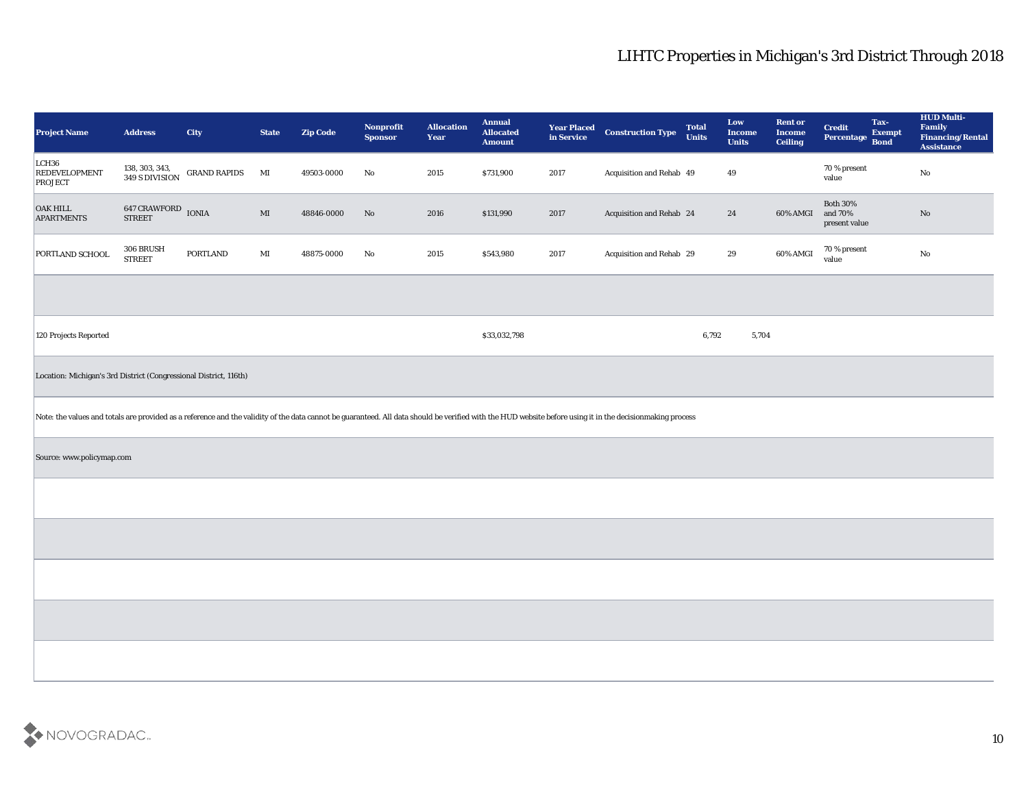# LIHTC Properties in Michigan's 3rd District Through 2018

| Project Name | Address | City | State | Zip Code | Nonprofit Sponsor | Allocation Year | Annual Allocated Amount | Year Placed in Service | Construction Type | Total Units | Low Income Units | Rent or Income Ceiling | Credit Percentage | Tax-Exempt Bond | HUD Multi-Family Financing/Rental Assistance |
|---|---|---|---|---|---|---|---|---|---|---|---|---|---|---|---|
| LCH36 REDEVELOPMENT PROJECT | 138, 303, 343, 349 S DIVISION | GRAND RAPIDS | MI | 49503-0000 | No | 2015 | $731,900 | 2017 | Acquisition and Rehab | 49 | 49 | | 70 % present value | | No |
| OAK HILL APARTMENTS | 647 CRAWFORD STREET | IONIA | MI | 48846-0000 | No | 2016 | $131,990 | 2017 | Acquisition and Rehab | 24 | 24 | 60% AMGI | Both 30% and 70% present value | | No |
| PORTLAND SCHOOL | 306 BRUSH STREET | PORTLAND | MI | 48875-0000 | No | 2015 | $543,980 | 2017 | Acquisition and Rehab | 29 | 29 | 60% AMGI | 70 % present value | | No |
| | | | | | | | | | | | | | | | |
| 120 Projects Reported | | | | | | | $33,032,798 | | | 6,792 | 5,704 | | | | |

Location: Michigan's 3rd District (Congressional District, 116th)

Note: the values and totals are provided as a reference and the validity of the data cannot be guaranteed. All data should be verified with the HUD website before using it in the decisionmaking process

Source: www.policymap.com